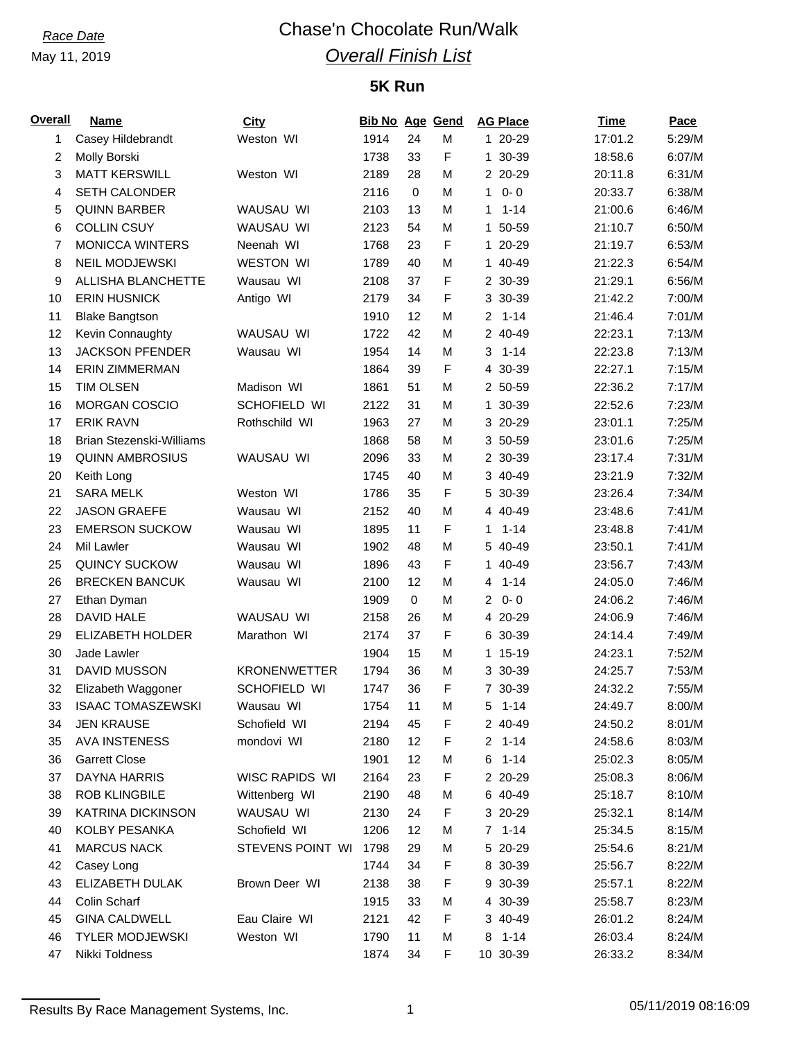*Race Date*

May 11, 2019

# Chase'n Chocolate Run/Walk

## *Overall Finish List*

### 5K Run

| Overall | Name | City | Bib No | Age | Gend | AG Place | Time | Pace |
|---|---|---|---|---|---|---|---|---|
| 1 | Casey Hildebrandt | Weston WI | 1914 | 24 | M | 1 20-29 | 17:01.2 | 5:29/M |
| 2 | Molly Borski | | 1738 | 33 | F | 1 30-39 | 18:58.6 | 6:07/M |
| 3 | MATT KERSWILL | Weston WI | 2189 | 28 | M | 2 20-29 | 20:11.8 | 6:31/M |
| 4 | SETH CALONDER | | 2116 | 0 | M | 1 0- 0 | 20:33.7 | 6:38/M |
| 5 | QUINN BARBER | WAUSAU WI | 2103 | 13 | M | 1 1-14 | 21:00.6 | 6:46/M |
| 6 | COLLIN CSUY | WAUSAU WI | 2123 | 54 | M | 1 50-59 | 21:10.7 | 6:50/M |
| 7 | MONICCA WINTERS | Neenah WI | 1768 | 23 | F | 1 20-29 | 21:19.7 | 6:53/M |
| 8 | NEIL MODJEWSKI | WESTON WI | 1789 | 40 | M | 1 40-49 | 21:22.3 | 6:54/M |
| 9 | ALLISHA BLANCHETTE | Wausau WI | 2108 | 37 | F | 2 30-39 | 21:29.1 | 6:56/M |
| 10 | ERIN HUSNICK | Antigo WI | 2179 | 34 | F | 3 30-39 | 21:42.2 | 7:00/M |
| 11 | Blake Bangtson | | 1910 | 12 | M | 2 1-14 | 21:46.4 | 7:01/M |
| 12 | Kevin Connaughty | WAUSAU WI | 1722 | 42 | M | 2 40-49 | 22:23.1 | 7:13/M |
| 13 | JACKSON PFENDER | Wausau WI | 1954 | 14 | M | 3 1-14 | 22:23.8 | 7:13/M |
| 14 | ERIN ZIMMERMAN | | 1864 | 39 | F | 4 30-39 | 22:27.1 | 7:15/M |
| 15 | TIM OLSEN | Madison WI | 1861 | 51 | M | 2 50-59 | 22:36.2 | 7:17/M |
| 16 | MORGAN COSCIO | SCHOFIELD WI | 2122 | 31 | M | 1 30-39 | 22:52.6 | 7:23/M |
| 17 | ERIK RAVN | Rothschild WI | 1963 | 27 | M | 3 20-29 | 23:01.1 | 7:25/M |
| 18 | Brian Stezenski-Williams | | 1868 | 58 | M | 3 50-59 | 23:01.6 | 7:25/M |
| 19 | QUINN AMBROSIUS | WAUSAU WI | 2096 | 33 | M | 2 30-39 | 23:17.4 | 7:31/M |
| 20 | Keith Long | | 1745 | 40 | M | 3 40-49 | 23:21.9 | 7:32/M |
| 21 | SARA MELK | Weston WI | 1786 | 35 | F | 5 30-39 | 23:26.4 | 7:34/M |
| 22 | JASON GRAEFE | Wausau WI | 2152 | 40 | M | 4 40-49 | 23:48.6 | 7:41/M |
| 23 | EMERSON SUCKOW | Wausau WI | 1895 | 11 | F | 1 1-14 | 23:48.8 | 7:41/M |
| 24 | Mil Lawler | Wausau WI | 1902 | 48 | M | 5 40-49 | 23:50.1 | 7:41/M |
| 25 | QUINCY SUCKOW | Wausau WI | 1896 | 43 | F | 1 40-49 | 23:56.7 | 7:43/M |
| 26 | BRECKEN BANCUK | Wausau WI | 2100 | 12 | M | 4 1-14 | 24:05.0 | 7:46/M |
| 27 | Ethan Dyman | | 1909 | 0 | M | 2 0- 0 | 24:06.2 | 7:46/M |
| 28 | DAVID HALE | WAUSAU WI | 2158 | 26 | M | 4 20-29 | 24:06.9 | 7:46/M |
| 29 | ELIZABETH HOLDER | Marathon WI | 2174 | 37 | F | 6 30-39 | 24:14.4 | 7:49/M |
| 30 | Jade Lawler | | 1904 | 15 | M | 1 15-19 | 24:23.1 | 7:52/M |
| 31 | DAVID MUSSON | KRONENWETTER | 1794 | 36 | M | 3 30-39 | 24:25.7 | 7:53/M |
| 32 | Elizabeth Waggoner | SCHOFIELD WI | 1747 | 36 | F | 7 30-39 | 24:32.2 | 7:55/M |
| 33 | ISAAC TOMASZEWSKI | Wausau WI | 1754 | 11 | M | 5 1-14 | 24:49.7 | 8:00/M |
| 34 | JEN KRAUSE | Schofield WI | 2194 | 45 | F | 2 40-49 | 24:50.2 | 8:01/M |
| 35 | AVA INSTENESS | mondovi WI | 2180 | 12 | F | 2 1-14 | 24:58.6 | 8:03/M |
| 36 | Garrett Close | | 1901 | 12 | M | 6 1-14 | 25:02.3 | 8:05/M |
| 37 | DAYNA HARRIS | WISC RAPIDS WI | 2164 | 23 | F | 2 20-29 | 25:08.3 | 8:06/M |
| 38 | ROB KLINGBILE | Wittenberg WI | 2190 | 48 | M | 6 40-49 | 25:18.7 | 8:10/M |
| 39 | KATRINA DICKINSON | WAUSAU WI | 2130 | 24 | F | 3 20-29 | 25:32.1 | 8:14/M |
| 40 | KOLBY PESANKA | Schofield WI | 1206 | 12 | M | 7 1-14 | 25:34.5 | 8:15/M |
| 41 | MARCUS NACK | STEVENS POINT WI | 1798 | 29 | M | 5 20-29 | 25:54.6 | 8:21/M |
| 42 | Casey Long | | 1744 | 34 | F | 8 30-39 | 25:56.7 | 8:22/M |
| 43 | ELIZABETH DULAK | Brown Deer WI | 2138 | 38 | F | 9 30-39 | 25:57.1 | 8:22/M |
| 44 | Colin Scharf | | 1915 | 33 | M | 4 30-39 | 25:58.7 | 8:23/M |
| 45 | GINA CALDWELL | Eau Claire WI | 2121 | 42 | F | 3 40-49 | 26:01.2 | 8:24/M |
| 46 | TYLER MODJEWSKI | Weston WI | 1790 | 11 | M | 8 1-14 | 26:03.4 | 8:24/M |
| 47 | Nikki Toldness | | 1874 | 34 | F | 10 30-39 | 26:33.2 | 8:34/M |

Results By Race Management Systems, Inc. 05/11/2019 08:16:09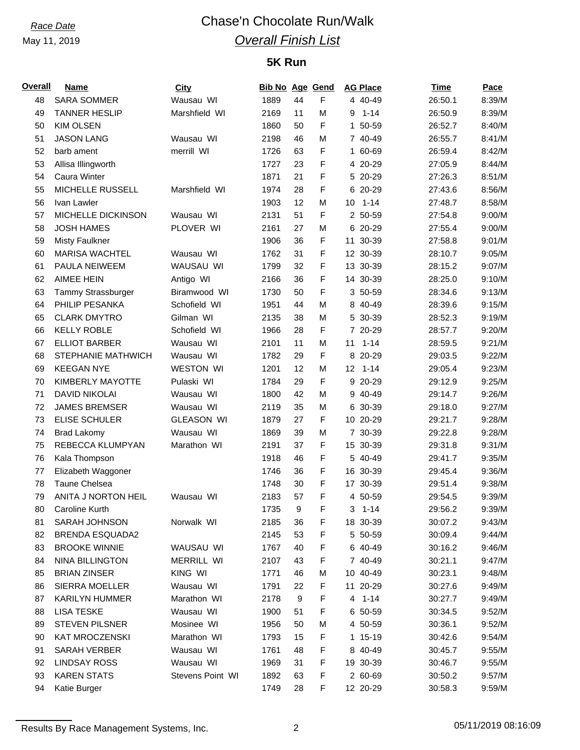*Race Date*
May 11, 2019

# Chase'n Chocolate Run/Walk

## *Overall Finish List*

### 5K Run

| Overall | Name | City | Bib No | Age | Gend | AG Place | Time | Pace |
|---|---|---|---|---|---|---|---|---|
| 48 | SARA SOMMER | Wausau WI | 1889 | 44 | F | 4 40-49 | 26:50.1 | 8:39/M |
| 49 | TANNER HESLIP | Marshfield WI | 2169 | 11 | M | 9 1-14 | 26:50.9 | 8:39/M |
| 50 | KIM OLSEN | | 1860 | 50 | F | 1 50-59 | 26:52.7 | 8:40/M |
| 51 | JASON LANG | Wausau WI | 2198 | 46 | M | 7 40-49 | 26:55.7 | 8:41/M |
| 52 | barb ament | merrill WI | 1726 | 63 | F | 1 60-69 | 26:59.4 | 8:42/M |
| 53 | Allisa Illingworth | | 1727 | 23 | F | 4 20-29 | 27:05.9 | 8:44/M |
| 54 | Caura Winter | | 1871 | 21 | F | 5 20-29 | 27:26.3 | 8:51/M |
| 55 | MICHELLE RUSSELL | Marshfield WI | 1974 | 28 | F | 6 20-29 | 27:43.6 | 8:56/M |
| 56 | Ivan Lawler | | 1903 | 12 | M | 10 1-14 | 27:48.7 | 8:58/M |
| 57 | MICHELLE DICKINSON | Wausau WI | 2131 | 51 | F | 2 50-59 | 27:54.8 | 9:00/M |
| 58 | JOSH HAMES | PLOVER WI | 2161 | 27 | M | 6 20-29 | 27:55.4 | 9:00/M |
| 59 | Misty Faulkner | | 1906 | 36 | F | 11 30-39 | 27:58.8 | 9:01/M |
| 60 | MARISA WACHTEL | Wausau WI | 1762 | 31 | F | 12 30-39 | 28:10.7 | 9:05/M |
| 61 | PAULA NEIWEEM | WAUSAU WI | 1799 | 32 | F | 13 30-39 | 28:15.2 | 9:07/M |
| 62 | AIMEE HEIN | Antigo WI | 2166 | 36 | F | 14 30-39 | 28:25.0 | 9:10/M |
| 63 | Tammy Strassburger | Biramwood WI | 1730 | 50 | F | 3 50-59 | 28:34.6 | 9:13/M |
| 64 | PHILIP PESANKA | Schofield WI | 1951 | 44 | M | 8 40-49 | 28:39.6 | 9:15/M |
| 65 | CLARK DMYTRO | Gilman WI | 2135 | 38 | M | 5 30-39 | 28:52.3 | 9:19/M |
| 66 | KELLY ROBLE | Schofield WI | 1966 | 28 | F | 7 20-29 | 28:57.7 | 9:20/M |
| 67 | ELLIOT BARBER | Wausau WI | 2101 | 11 | M | 11 1-14 | 28:59.5 | 9:21/M |
| 68 | STEPHANIE MATHWICH | Wausau WI | 1782 | 29 | F | 8 20-29 | 29:03.5 | 9:22/M |
| 69 | KEEGAN NYE | WESTON WI | 1201 | 12 | M | 12 1-14 | 29:05.4 | 9:23/M |
| 70 | KIMBERLY MAYOTTE | Pulaski WI | 1784 | 29 | F | 9 20-29 | 29:12.9 | 9:25/M |
| 71 | DAVID NIKOLAI | Wausau WI | 1800 | 42 | M | 9 40-49 | 29:14.7 | 9:26/M |
| 72 | JAMES BREMSER | Wausau WI | 2119 | 35 | M | 6 30-39 | 29:18.0 | 9:27/M |
| 73 | ELISE SCHULER | GLEASON WI | 1879 | 27 | F | 10 20-29 | 29:21.7 | 9:28/M |
| 74 | Brad Lakomy | Wausau WI | 1869 | 39 | M | 7 30-39 | 29:22.8 | 9:28/M |
| 75 | REBECCA KLUMPYAN | Marathon WI | 2191 | 37 | F | 15 30-39 | 29:31.8 | 9:31/M |
| 76 | Kala Thompson | | 1918 | 46 | F | 5 40-49 | 29:41.7 | 9:35/M |
| 77 | Elizabeth Waggoner | | 1746 | 36 | F | 16 30-39 | 29:45.4 | 9:36/M |
| 78 | Taune Chelsea | | 1748 | 30 | F | 17 30-39 | 29:51.4 | 9:38/M |
| 79 | ANITA J NORTON HEIL | Wausau WI | 2183 | 57 | F | 4 50-59 | 29:54.5 | 9:39/M |
| 80 | Caroline Kurth | | 1735 | 9 | F | 3 1-14 | 29:56.2 | 9:39/M |
| 81 | SARAH JOHNSON | Norwalk WI | 2185 | 36 | F | 18 30-39 | 30:07.2 | 9:43/M |
| 82 | BRENDA ESQUADA2 | | 2145 | 53 | F | 5 50-59 | 30:09.4 | 9:44/M |
| 83 | BROOKE WINNIE | WAUSAU WI | 1767 | 40 | F | 6 40-49 | 30:16.2 | 9:46/M |
| 84 | NINA BILLINGTON | MERRILL WI | 2107 | 43 | F | 7 40-49 | 30:21.1 | 9:47/M |
| 85 | BRIAN ZINSER | KING WI | 1771 | 46 | M | 10 40-49 | 30:23.1 | 9:48/M |
| 86 | SIERRA MOELLER | Wausau WI | 1791 | 22 | F | 11 20-29 | 30:27.6 | 9:49/M |
| 87 | KARILYN HUMMER | Marathon WI | 2178 | 9 | F | 4 1-14 | 30:27.7 | 9:49/M |
| 88 | LISA TESKE | Wausau WI | 1900 | 51 | F | 6 50-59 | 30:34.5 | 9:52/M |
| 89 | STEVEN PILSNER | Mosinee WI | 1956 | 50 | M | 4 50-59 | 30:36.1 | 9:52/M |
| 90 | KAT MROCZENSKI | Marathon WI | 1793 | 15 | F | 1 15-19 | 30:42.6 | 9:54/M |
| 91 | SARAH VERBER | Wausau WI | 1761 | 48 | F | 8 40-49 | 30:45.7 | 9:55/M |
| 92 | LINDSAY ROSS | Wausau WI | 1969 | 31 | F | 19 30-39 | 30:46.7 | 9:55/M |
| 93 | KAREN STATS | Stevens Point WI | 1892 | 63 | F | 2 60-69 | 30:50.2 | 9:57/M |
| 94 | Katie Burger | | 1749 | 28 | F | 12 20-29 | 30:58.3 | 9:59/M |

Results By Race Management Systems, Inc. 05/11/2019 08:16:09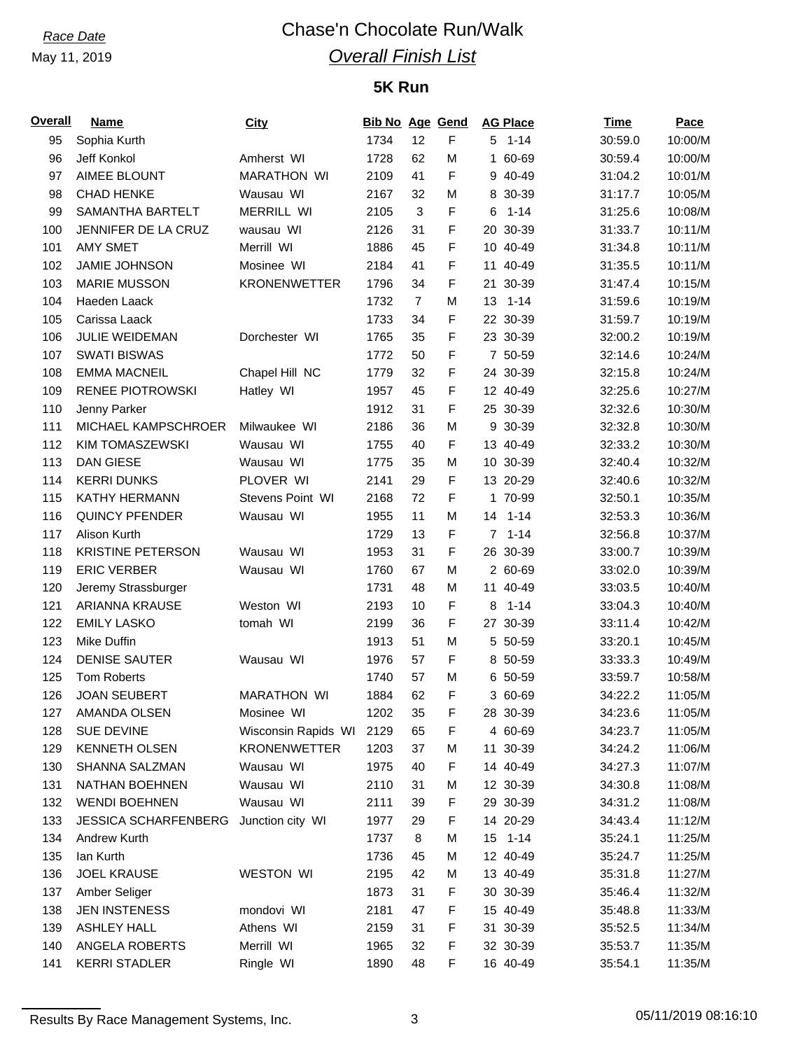*Race Date*

May 11, 2019

# Chase'n Chocolate Run/Walk

## *Overall Finish List*

### 5K Run

| Overall | Name | City | Bib No | Age | Gend | AG Place | Time | Pace |
|---|---|---|---|---|---|---|---|---|
| 95 | Sophia Kurth | | 1734 | 12 | F | 5 1-14 | 30:59.0 | 10:00/M |
| 96 | Jeff Konkol | Amherst WI | 1728 | 62 | M | 1 60-69 | 30:59.4 | 10:00/M |
| 97 | AIMEE BLOUNT | MARATHON WI | 2109 | 41 | F | 9 40-49 | 31:04.2 | 10:01/M |
| 98 | CHAD HENKE | Wausau WI | 2167 | 32 | M | 8 30-39 | 31:17.7 | 10:05/M |
| 99 | SAMANTHA BARTELT | MERRILL WI | 2105 | 3 | F | 6 1-14 | 31:25.6 | 10:08/M |
| 100 | JENNIFER DE LA CRUZ | wausau WI | 2126 | 31 | F | 20 30-39 | 31:33.7 | 10:11/M |
| 101 | AMY SMET | Merrill WI | 1886 | 45 | F | 10 40-49 | 31:34.8 | 10:11/M |
| 102 | JAMIE JOHNSON | Mosinee WI | 2184 | 41 | F | 11 40-49 | 31:35.5 | 10:11/M |
| 103 | MARIE MUSSON | KRONENWETTER | 1796 | 34 | F | 21 30-39 | 31:47.4 | 10:15/M |
| 104 | Haeden Laack | | 1732 | 7 | M | 13 1-14 | 31:59.6 | 10:19/M |
| 105 | Carissa Laack | | 1733 | 34 | F | 22 30-39 | 31:59.7 | 10:19/M |
| 106 | JULIE WEIDEMAN | Dorchester WI | 1765 | 35 | F | 23 30-39 | 32:00.2 | 10:19/M |
| 107 | SWATI BISWAS | | 1772 | 50 | F | 7 50-59 | 32:14.6 | 10:24/M |
| 108 | EMMA MACNEIL | Chapel Hill NC | 1779 | 32 | F | 24 30-39 | 32:15.8 | 10:24/M |
| 109 | RENEE PIOTROWSKI | Hatley WI | 1957 | 45 | F | 12 40-49 | 32:25.6 | 10:27/M |
| 110 | Jenny Parker | | 1912 | 31 | F | 25 30-39 | 32:32.6 | 10:30/M |
| 111 | MICHAEL KAMPSCHROER | Milwaukee WI | 2186 | 36 | M | 9 30-39 | 32:32.8 | 10:30/M |
| 112 | KIM TOMASZEWSKI | Wausau WI | 1755 | 40 | F | 13 40-49 | 32:33.2 | 10:30/M |
| 113 | DAN GIESE | Wausau WI | 1775 | 35 | M | 10 30-39 | 32:40.4 | 10:32/M |
| 114 | KERRI DUNKS | PLOVER WI | 2141 | 29 | F | 13 20-29 | 32:40.6 | 10:32/M |
| 115 | KATHY HERMANN | Stevens Point WI | 2168 | 72 | F | 1 70-99 | 32:50.1 | 10:35/M |
| 116 | QUINCY PFENDER | Wausau WI | 1955 | 11 | M | 14 1-14 | 32:53.3 | 10:36/M |
| 117 | Alison Kurth | | 1729 | 13 | F | 7 1-14 | 32:56.8 | 10:37/M |
| 118 | KRISTINE PETERSON | Wausau WI | 1953 | 31 | F | 26 30-39 | 33:00.7 | 10:39/M |
| 119 | ERIC VERBER | Wausau WI | 1760 | 67 | M | 2 60-69 | 33:02.0 | 10:39/M |
| 120 | Jeremy Strassburger | | 1731 | 48 | M | 11 40-49 | 33:03.5 | 10:40/M |
| 121 | ARIANNA KRAUSE | Weston WI | 2193 | 10 | F | 8 1-14 | 33:04.3 | 10:40/M |
| 122 | EMILY LASKO | tomah WI | 2199 | 36 | F | 27 30-39 | 33:11.4 | 10:42/M |
| 123 | Mike Duffin | | 1913 | 51 | M | 5 50-59 | 33:20.1 | 10:45/M |
| 124 | DENISE SAUTER | Wausau WI | 1976 | 57 | F | 8 50-59 | 33:33.3 | 10:49/M |
| 125 | Tom Roberts | | 1740 | 57 | M | 6 50-59 | 33:59.7 | 10:58/M |
| 126 | JOAN SEUBERT | MARATHON WI | 1884 | 62 | F | 3 60-69 | 34:22.2 | 11:05/M |
| 127 | AMANDA OLSEN | Mosinee WI | 1202 | 35 | F | 28 30-39 | 34:23.6 | 11:05/M |
| 128 | SUE DEVINE | Wisconsin Rapids WI | 2129 | 65 | F | 4 60-69 | 34:23.7 | 11:05/M |
| 129 | KENNETH OLSEN | KRONENWETTER | 1203 | 37 | M | 11 30-39 | 34:24.2 | 11:06/M |
| 130 | SHANNA SALZMAN | Wausau WI | 1975 | 40 | F | 14 40-49 | 34:27.3 | 11:07/M |
| 131 | NATHAN BOEHNEN | Wausau WI | 2110 | 31 | M | 12 30-39 | 34:30.8 | 11:08/M |
| 132 | WENDI BOEHNEN | Wausau WI | 2111 | 39 | F | 29 30-39 | 34:31.2 | 11:08/M |
| 133 | JESSICA SCHARFENBERG | Junction city WI | 1977 | 29 | F | 14 20-29 | 34:43.4 | 11:12/M |
| 134 | Andrew Kurth | | 1737 | 8 | M | 15 1-14 | 35:24.1 | 11:25/M |
| 135 | Ian Kurth | | 1736 | 45 | M | 12 40-49 | 35:24.7 | 11:25/M |
| 136 | JOEL KRAUSE | WESTON WI | 2195 | 42 | M | 13 40-49 | 35:31.8 | 11:27/M |
| 137 | Amber Seliger | | 1873 | 31 | F | 30 30-39 | 35:46.4 | 11:32/M |
| 138 | JEN INSTENESS | mondovi WI | 2181 | 47 | F | 15 40-49 | 35:48.8 | 11:33/M |
| 139 | ASHLEY HALL | Athens WI | 2159 | 31 | F | 31 30-39 | 35:52.5 | 11:34/M |
| 140 | ANGELA ROBERTS | Merrill WI | 1965 | 32 | F | 32 30-39 | 35:53.7 | 11:35/M |
| 141 | KERRI STADLER | Ringle WI | 1890 | 48 | F | 16 40-49 | 35:54.1 | 11:35/M |

Results By Race Management Systems, Inc. 05/11/2019 08:16:10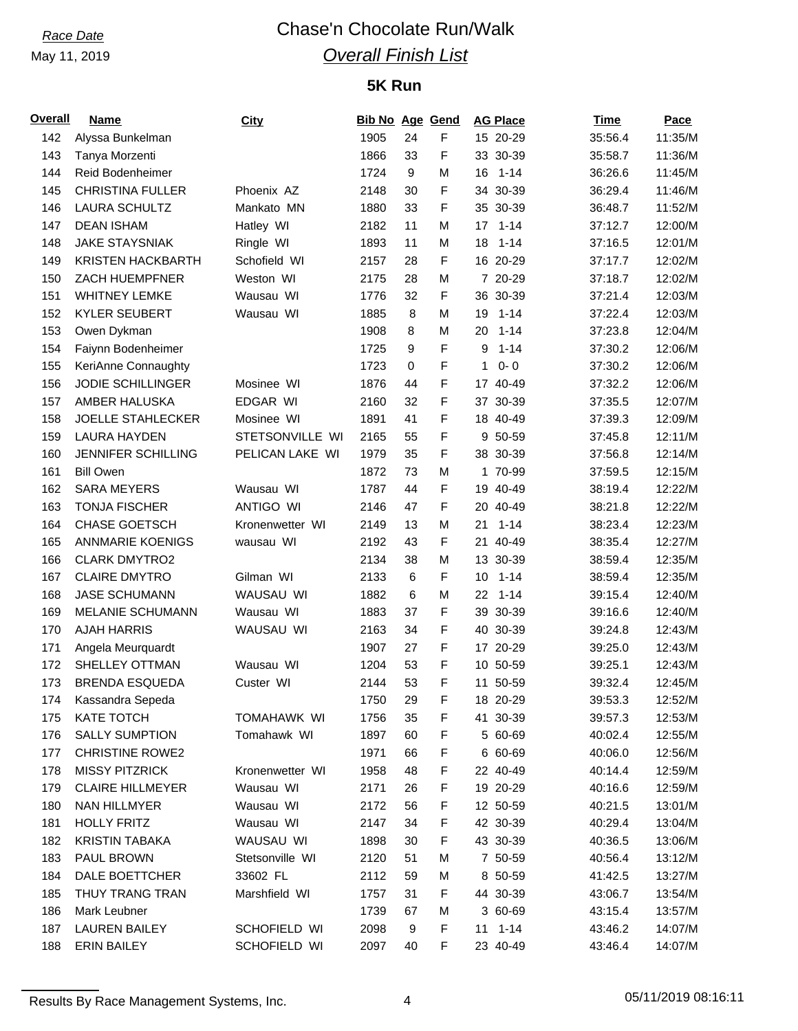*Race Date*

May 11, 2019

# Chase'n Chocolate Run/Walk

## *Overall Finish List*

### 5K Run

| Overall | Name | City | Bib No | Age | Gend | AG Place | Time | Pace |
|---|---|---|---|---|---|---|---|---|
| 142 | Alyssa Bunkelman | | 1905 | 24 | F | 15 20-29 | 35:56.4 | 11:35/M |
| 143 | Tanya Morzenti | | 1866 | 33 | F | 33 30-39 | 35:58.7 | 11:36/M |
| 144 | Reid Bodenheimer | | 1724 | 9 | M | 16 1-14 | 36:26.6 | 11:45/M |
| 145 | CHRISTINA FULLER | Phoenix AZ | 2148 | 30 | F | 34 30-39 | 36:29.4 | 11:46/M |
| 146 | LAURA SCHULTZ | Mankato MN | 1880 | 33 | F | 35 30-39 | 36:48.7 | 11:52/M |
| 147 | DEAN ISHAM | Hatley WI | 2182 | 11 | M | 17 1-14 | 37:12.7 | 12:00/M |
| 148 | JAKE STAYSNIAK | Ringle WI | 1893 | 11 | M | 18 1-14 | 37:16.5 | 12:01/M |
| 149 | KRISTEN HACKBARTH | Schofield WI | 2157 | 28 | F | 16 20-29 | 37:17.7 | 12:02/M |
| 150 | ZACH HUEMPFNER | Weston WI | 2175 | 28 | M | 7 20-29 | 37:18.7 | 12:02/M |
| 151 | WHITNEY LEMKE | Wausau WI | 1776 | 32 | F | 36 30-39 | 37:21.4 | 12:03/M |
| 152 | KYLER SEUBERT | Wausau WI | 1885 | 8 | M | 19 1-14 | 37:22.4 | 12:03/M |
| 153 | Owen Dykman | | 1908 | 8 | M | 20 1-14 | 37:23.8 | 12:04/M |
| 154 | Faiynn Bodenheimer | | 1725 | 9 | F | 9 1-14 | 37:30.2 | 12:06/M |
| 155 | KeriAnne Connaughty | | 1723 | 0 | F | 1 0- 0 | 37:30.2 | 12:06/M |
| 156 | JODIE SCHILLINGER | Mosinee WI | 1876 | 44 | F | 17 40-49 | 37:32.2 | 12:06/M |
| 157 | AMBER HALUSKA | EDGAR WI | 2160 | 32 | F | 37 30-39 | 37:35.5 | 12:07/M |
| 158 | JOELLE STAHLECKER | Mosinee WI | 1891 | 41 | F | 18 40-49 | 37:39.3 | 12:09/M |
| 159 | LAURA HAYDEN | STETSONVILLE WI | 2165 | 55 | F | 9 50-59 | 37:45.8 | 12:11/M |
| 160 | JENNIFER SCHILLING | PELICAN LAKE WI | 1979 | 35 | F | 38 30-39 | 37:56.8 | 12:14/M |
| 161 | Bill Owen | | 1872 | 73 | M | 1 70-99 | 37:59.5 | 12:15/M |
| 162 | SARA MEYERS | Wausau WI | 1787 | 44 | F | 19 40-49 | 38:19.4 | 12:22/M |
| 163 | TONJA FISCHER | ANTIGO WI | 2146 | 47 | F | 20 40-49 | 38:21.8 | 12:22/M |
| 164 | CHASE GOETSCH | Kronenwetter WI | 2149 | 13 | M | 21 1-14 | 38:23.4 | 12:23/M |
| 165 | ANNMARIE KOENIGS | wausau WI | 2192 | 43 | F | 21 40-49 | 38:35.4 | 12:27/M |
| 166 | CLARK DMYTRO2 | | 2134 | 38 | M | 13 30-39 | 38:59.4 | 12:35/M |
| 167 | CLAIRE DMYTRO | Gilman WI | 2133 | 6 | F | 10 1-14 | 38:59.4 | 12:35/M |
| 168 | JASE SCHUMANN | WAUSAU WI | 1882 | 6 | M | 22 1-14 | 39:15.4 | 12:40/M |
| 169 | MELANIE SCHUMANN | Wausau WI | 1883 | 37 | F | 39 30-39 | 39:16.6 | 12:40/M |
| 170 | AJAH HARRIS | WAUSAU WI | 2163 | 34 | F | 40 30-39 | 39:24.8 | 12:43/M |
| 171 | Angela Meurquardt | | 1907 | 27 | F | 17 20-29 | 39:25.0 | 12:43/M |
| 172 | SHELLEY OTTMAN | Wausau WI | 1204 | 53 | F | 10 50-59 | 39:25.1 | 12:43/M |
| 173 | BRENDA ESQUEDA | Custer WI | 2144 | 53 | F | 11 50-59 | 39:32.4 | 12:45/M |
| 174 | Kassandra Sepeda | | 1750 | 29 | F | 18 20-29 | 39:53.3 | 12:52/M |
| 175 | KATE TOTCH | TOMAHAWK WI | 1756 | 35 | F | 41 30-39 | 39:57.3 | 12:53/M |
| 176 | SALLY SUMPTION | Tomahawk WI | 1897 | 60 | F | 5 60-69 | 40:02.4 | 12:55/M |
| 177 | CHRISTINE ROWE2 | | 1971 | 66 | F | 6 60-69 | 40:06.0 | 12:56/M |
| 178 | MISSY PITZRICK | Kronenwetter WI | 1958 | 48 | F | 22 40-49 | 40:14.4 | 12:59/M |
| 179 | CLAIRE HILLMEYER | Wausau WI | 2171 | 26 | F | 19 20-29 | 40:16.6 | 12:59/M |
| 180 | NAN HILLMYER | Wausau WI | 2172 | 56 | F | 12 50-59 | 40:21.5 | 13:01/M |
| 181 | HOLLY FRITZ | Wausau WI | 2147 | 34 | F | 42 30-39 | 40:29.4 | 13:04/M |
| 182 | KRISTIN TABAKA | WAUSAU WI | 1898 | 30 | F | 43 30-39 | 40:36.5 | 13:06/M |
| 183 | PAUL BROWN | Stetsonville WI | 2120 | 51 | M | 7 50-59 | 40:56.4 | 13:12/M |
| 184 | DALE BOETTCHER | 33602 FL | 2112 | 59 | M | 8 50-59 | 41:42.5 | 13:27/M |
| 185 | THUY TRANG TRAN | Marshfield WI | 1757 | 31 | F | 44 30-39 | 43:06.7 | 13:54/M |
| 186 | Mark Leubner | | 1739 | 67 | M | 3 60-69 | 43:15.4 | 13:57/M |
| 187 | LAUREN BAILEY | SCHOFIELD WI | 2098 | 9 | F | 11 1-14 | 43:46.2 | 14:07/M |
| 188 | ERIN BAILEY | SCHOFIELD WI | 2097 | 40 | F | 23 40-49 | 43:46.4 | 14:07/M |

Results By Race Management Systems, Inc. 05/11/2019 08:16:11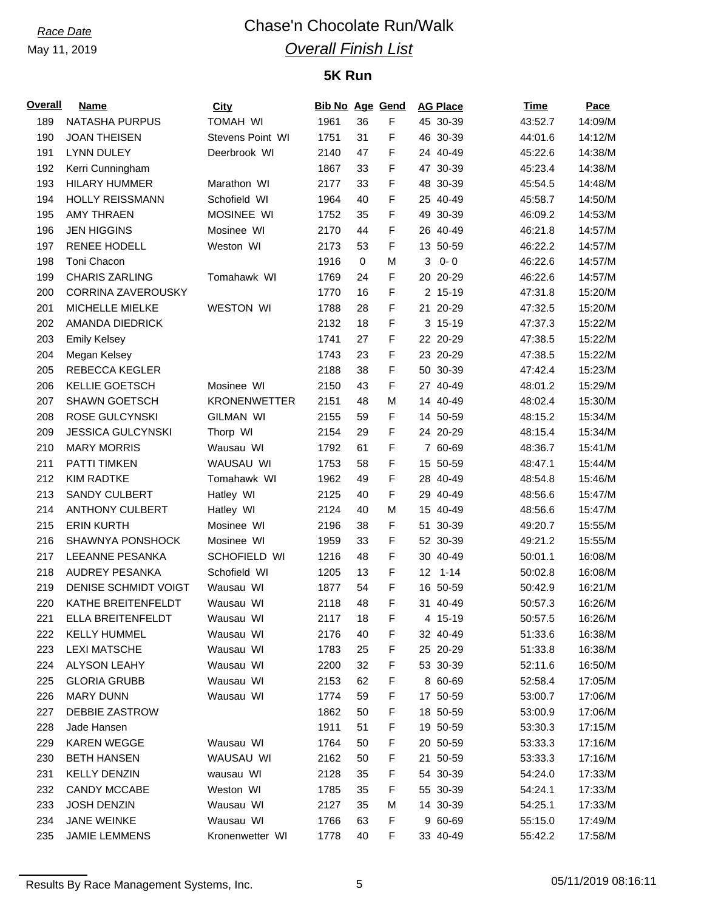*Race Date*

May 11, 2019

# Chase'n Chocolate Run/Walk

## *Overall Finish List*

### 5K Run

| Overall | Name | City | Bib No | Age | Gend | AG Place | Time | Pace |
|---|---|---|---|---|---|---|---|---|
| 189 | NATASHA PURPUS | TOMAH WI | 1961 | 36 | F | 45 30-39 | 43:52.7 | 14:09/M |
| 190 | JOAN THEISEN | Stevens Point WI | 1751 | 31 | F | 46 30-39 | 44:01.6 | 14:12/M |
| 191 | LYNN DULEY | Deerbrook WI | 2140 | 47 | F | 24 40-49 | 45:22.6 | 14:38/M |
| 192 | Kerri Cunningham | | 1867 | 33 | F | 47 30-39 | 45:23.4 | 14:38/M |
| 193 | HILARY HUMMER | Marathon WI | 2177 | 33 | F | 48 30-39 | 45:54.5 | 14:48/M |
| 194 | HOLLY REISSMANN | Schofield WI | 1964 | 40 | F | 25 40-49 | 45:58.7 | 14:50/M |
| 195 | AMY THRAEN | MOSINEE WI | 1752 | 35 | F | 49 30-39 | 46:09.2 | 14:53/M |
| 196 | JEN HIGGINS | Mosinee WI | 2170 | 44 | F | 26 40-49 | 46:21.8 | 14:57/M |
| 197 | RENEE HODELL | Weston WI | 2173 | 53 | F | 13 50-59 | 46:22.2 | 14:57/M |
| 198 | Toni Chacon | | 1916 | 0 | M | 3 0- 0 | 46:22.6 | 14:57/M |
| 199 | CHARIS ZARLING | Tomahawk WI | 1769 | 24 | F | 20 20-29 | 46:22.6 | 14:57/M |
| 200 | CORRINA ZAVEROUSKY | | 1770 | 16 | F | 2 15-19 | 47:31.8 | 15:20/M |
| 201 | MICHELLE MIELKE | WESTON WI | 1788 | 28 | F | 21 20-29 | 47:32.5 | 15:20/M |
| 202 | AMANDA DIEDRICK | | 2132 | 18 | F | 3 15-19 | 47:37.3 | 15:22/M |
| 203 | Emily Kelsey | | 1741 | 27 | F | 22 20-29 | 47:38.5 | 15:22/M |
| 204 | Megan Kelsey | | 1743 | 23 | F | 23 20-29 | 47:38.5 | 15:22/M |
| 205 | REBECCA KEGLER | | 2188 | 38 | F | 50 30-39 | 47:42.4 | 15:23/M |
| 206 | KELLIE GOETSCH | Mosinee WI | 2150 | 43 | F | 27 40-49 | 48:01.2 | 15:29/M |
| 207 | SHAWN GOETSCH | KRONENWETTER | 2151 | 48 | M | 14 40-49 | 48:02.4 | 15:30/M |
| 208 | ROSE GULCYNSKI | GILMAN WI | 2155 | 59 | F | 14 50-59 | 48:15.2 | 15:34/M |
| 209 | JESSICA GULCYNSKI | Thorp WI | 2154 | 29 | F | 24 20-29 | 48:15.4 | 15:34/M |
| 210 | MARY MORRIS | Wausau WI | 1792 | 61 | F | 7 60-69 | 48:36.7 | 15:41/M |
| 211 | PATTI TIMKEN | WAUSAU WI | 1753 | 58 | F | 15 50-59 | 48:47.1 | 15:44/M |
| 212 | KIM RADTKE | Tomahawk WI | 1962 | 49 | F | 28 40-49 | 48:54.8 | 15:46/M |
| 213 | SANDY CULBERT | Hatley WI | 2125 | 40 | F | 29 40-49 | 48:56.6 | 15:47/M |
| 214 | ANTHONY CULBERT | Hatley WI | 2124 | 40 | M | 15 40-49 | 48:56.6 | 15:47/M |
| 215 | ERIN KURTH | Mosinee WI | 2196 | 38 | F | 51 30-39 | 49:20.7 | 15:55/M |
| 216 | SHAWNYA PONSHOCK | Mosinee WI | 1959 | 33 | F | 52 30-39 | 49:21.2 | 15:55/M |
| 217 | LEEANNE PESANKA | SCHOFIELD WI | 1216 | 48 | F | 30 40-49 | 50:01.1 | 16:08/M |
| 218 | AUDREY PESANKA | Schofield WI | 1205 | 13 | F | 12 1-14 | 50:02.8 | 16:08/M |
| 219 | DENISE SCHMIDT VOIGT | Wausau WI | 1877 | 54 | F | 16 50-59 | 50:42.9 | 16:21/M |
| 220 | KATHE BREITENFELDT | Wausau WI | 2118 | 48 | F | 31 40-49 | 50:57.3 | 16:26/M |
| 221 | ELLA BREITENFELDT | Wausau WI | 2117 | 18 | F | 4 15-19 | 50:57.5 | 16:26/M |
| 222 | KELLY HUMMEL | Wausau WI | 2176 | 40 | F | 32 40-49 | 51:33.6 | 16:38/M |
| 223 | LEXI MATSCHE | Wausau WI | 1783 | 25 | F | 25 20-29 | 51:33.8 | 16:38/M |
| 224 | ALYSON LEAHY | Wausau WI | 2200 | 32 | F | 53 30-39 | 52:11.6 | 16:50/M |
| 225 | GLORIA GRUBB | Wausau WI | 2153 | 62 | F | 8 60-69 | 52:58.4 | 17:05/M |
| 226 | MARY DUNN | Wausau WI | 1774 | 59 | F | 17 50-59 | 53:00.7 | 17:06/M |
| 227 | DEBBIE ZASTROW | | 1862 | 50 | F | 18 50-59 | 53:00.9 | 17:06/M |
| 228 | Jade Hansen | | 1911 | 51 | F | 19 50-59 | 53:30.3 | 17:15/M |
| 229 | KAREN WEGGE | Wausau WI | 1764 | 50 | F | 20 50-59 | 53:33.3 | 17:16/M |
| 230 | BETH HANSEN | WAUSAU WI | 2162 | 50 | F | 21 50-59 | 53:33.3 | 17:16/M |
| 231 | KELLY DENZIN | wausau WI | 2128 | 35 | F | 54 30-39 | 54:24.0 | 17:33/M |
| 232 | CANDY MCCABE | Weston WI | 1785 | 35 | F | 55 30-39 | 54:24.1 | 17:33/M |
| 233 | JOSH DENZIN | Wausau WI | 2127 | 35 | M | 14 30-39 | 54:25.1 | 17:33/M |
| 234 | JANE WEINKE | Wausau WI | 1766 | 63 | F | 9 60-69 | 55:15.0 | 17:49/M |
| 235 | JAMIE LEMMENS | Kronenwetter WI | 1778 | 40 | F | 33 40-49 | 55:42.2 | 17:58/M |

Results By Race Management Systems, Inc. 05/11/2019 08:16:11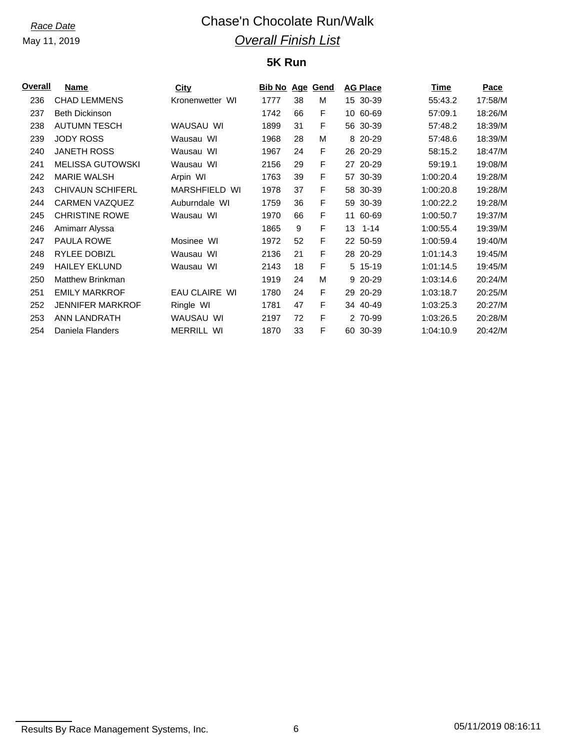*Race Date*
May 11, 2019

# Chase'n Chocolate Run/Walk

## *Overall Finish List*

### 5K Run

| Overall | Name | City | Bib No | Age | Gend | AG Place | Time | Pace |
|---|---|---|---|---|---|---|---|---|
| 236 | CHAD LEMMENS | Kronenwetter WI | 1777 | 38 | M | 15 30-39 | 55:43.2 | 17:58/M |
| 237 | Beth Dickinson | | 1742 | 66 | F | 10 60-69 | 57:09.1 | 18:26/M |
| 238 | AUTUMN TESCH | WAUSAU WI | 1899 | 31 | F | 56 30-39 | 57:48.2 | 18:39/M |
| 239 | JODY ROSS | Wausau WI | 1968 | 28 | M | 8 20-29 | 57:48.6 | 18:39/M |
| 240 | JANETH ROSS | Wausau WI | 1967 | 24 | F | 26 20-29 | 58:15.2 | 18:47/M |
| 241 | MELISSA GUTOWSKI | Wausau WI | 2156 | 29 | F | 27 20-29 | 59:19.1 | 19:08/M |
| 242 | MARIE WALSH | Arpin WI | 1763 | 39 | F | 57 30-39 | 1:00:20.4 | 19:28/M |
| 243 | CHIVAUN SCHIFERL | MARSHFIELD WI | 1978 | 37 | F | 58 30-39 | 1:00:20.8 | 19:28/M |
| 244 | CARMEN VAZQUEZ | Auburndale WI | 1759 | 36 | F | 59 30-39 | 1:00:22.2 | 19:28/M |
| 245 | CHRISTINE ROWE | Wausau WI | 1970 | 66 | F | 11 60-69 | 1:00:50.7 | 19:37/M |
| 246 | Amimarr Alyssa | | 1865 | 9 | F | 13 1-14 | 1:00:55.4 | 19:39/M |
| 247 | PAULA ROWE | Mosinee WI | 1972 | 52 | F | 22 50-59 | 1:00:59.4 | 19:40/M |
| 248 | RYLEE DOBIZL | Wausau WI | 2136 | 21 | F | 28 20-29 | 1:01:14.3 | 19:45/M |
| 249 | HAILEY EKLUND | Wausau WI | 2143 | 18 | F | 5 15-19 | 1:01:14.5 | 19:45/M |
| 250 | Matthew Brinkman | | 1919 | 24 | M | 9 20-29 | 1:03:14.6 | 20:24/M |
| 251 | EMILY MARKROF | EAU CLAIRE WI | 1780 | 24 | F | 29 20-29 | 1:03:18.7 | 20:25/M |
| 252 | JENNIFER MARKROF | Ringle WI | 1781 | 47 | F | 34 40-49 | 1:03:25.3 | 20:27/M |
| 253 | ANN LANDRATH | WAUSAU WI | 2197 | 72 | F | 2 70-99 | 1:03:26.5 | 20:28/M |
| 254 | Daniela Flanders | MERRILL WI | 1870 | 33 | F | 60 30-39 | 1:04:10.9 | 20:42/M |

Results By Race Management Systems, Inc. 05/11/2019 08:16:11